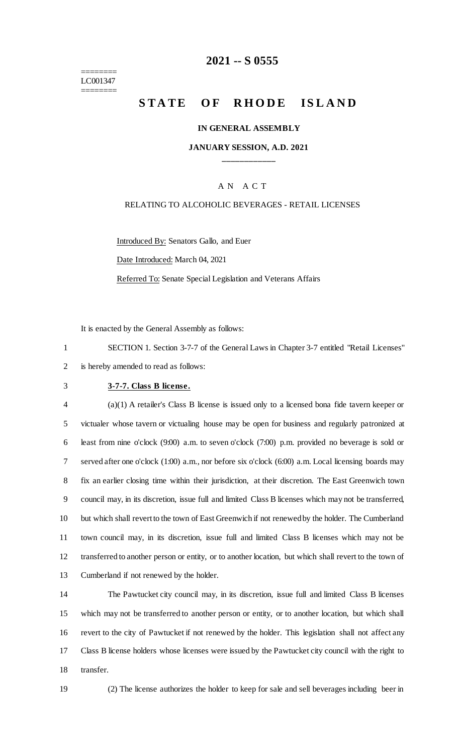========
LC001347
========

# 2021 -- S 0555

## STATE OF RHODE ISLAND

### IN GENERAL ASSEMBLY

### JANUARY SESSION, A.D. 2021

____________

A N A C T

RELATING TO ALCOHOLIC BEVERAGES - RETAIL LICENSES

Introduced By: Senators Gallo, and Euer

Date Introduced: March 04, 2021

Referred To: Senate Special Legislation and Veterans Affairs

It is enacted by the General Assembly as follows:

1 SECTION 1. Section 3-7-7 of the General Laws in Chapter 3-7 entitled "Retail Licenses"
2 is hereby amended to read as follows:

3 **3-7-7. Class B license.**

4 (a)(1) A retailer's Class B license is issued only to a licensed bona fide tavern keeper or
5 victualer whose tavern or victualing house may be open for business and regularly patronized at
6 least from nine o'clock (9:00) a.m. to seven o'clock (7:00) p.m. provided no beverage is sold or
7 served after one o'clock (1:00) a.m., nor before six o'clock (6:00) a.m. Local licensing boards may
8 fix an earlier closing time within their jurisdiction, at their discretion. The East Greenwich town
9 council may, in its discretion, issue full and limited Class B licenses which may not be transferred,
10 but which shall revert to the town of East Greenwich if not renewed by the holder. The Cumberland
11 town council may, in its discretion, issue full and limited Class B licenses which may not be
12 transferred to another person or entity, or to another location, but which shall revert to the town of
13 Cumberland if not renewed by the holder.

14 The Pawtucket city council may, in its discretion, issue full and limited Class B licenses
15 which may not be transferred to another person or entity, or to another location, but which shall
16 revert to the city of Pawtucket if not renewed by the holder. This legislation shall not affect any
17 Class B license holders whose licenses were issued by the Pawtucket city council with the right to
18 transfer.

19 (2) The license authorizes the holder to keep for sale and sell beverages including beer in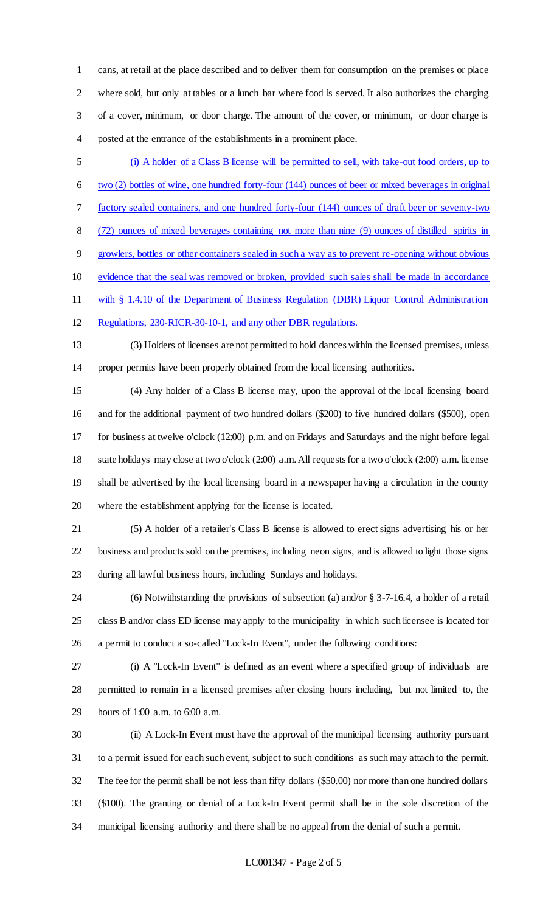cans, at retail at the place described and to deliver them for consumption on the premises or place where sold, but only at tables or a lunch bar where food is served. It also authorizes the charging of a cover, minimum, or door charge. The amount of the cover, or minimum, or door charge is posted at the entrance of the establishments in a prominent place.

(i) A holder of a Class B license will be permitted to sell, with take-out food orders, up to two (2) bottles of wine, one hundred forty-four (144) ounces of beer or mixed beverages in original factory sealed containers, and one hundred forty-four (144) ounces of draft beer or seventy-two (72) ounces of mixed beverages containing not more than nine (9) ounces of distilled spirits in growlers, bottles or other containers sealed in such a way as to prevent re-opening without obvious evidence that the seal was removed or broken, provided such sales shall be made in accordance with § 1.4.10 of the Department of Business Regulation (DBR) Liquor Control Administration Regulations, 230-RICR-30-10-1, and any other DBR regulations.

(3) Holders of licenses are not permitted to hold dances within the licensed premises, unless proper permits have been properly obtained from the local licensing authorities.

(4) Any holder of a Class B license may, upon the approval of the local licensing board and for the additional payment of two hundred dollars ($200) to five hundred dollars ($500), open for business at twelve o'clock (12:00) p.m. and on Fridays and Saturdays and the night before legal state holidays may close at two o'clock (2:00) a.m. All requests for a two o'clock (2:00) a.m. license shall be advertised by the local licensing board in a newspaper having a circulation in the county where the establishment applying for the license is located.

(5) A holder of a retailer's Class B license is allowed to erect signs advertising his or her business and products sold on the premises, including neon signs, and is allowed to light those signs during all lawful business hours, including Sundays and holidays.

(6) Notwithstanding the provisions of subsection (a) and/or § 3-7-16.4, a holder of a retail class B and/or class ED license may apply to the municipality in which such licensee is located for a permit to conduct a so-called "Lock-In Event", under the following conditions:

(i) A "Lock-In Event" is defined as an event where a specified group of individuals are permitted to remain in a licensed premises after closing hours including, but not limited to, the hours of 1:00 a.m. to 6:00 a.m.

(ii) A Lock-In Event must have the approval of the municipal licensing authority pursuant to a permit issued for each such event, subject to such conditions as such may attach to the permit. The fee for the permit shall be not less than fifty dollars ($50.00) nor more than one hundred dollars ($100). The granting or denial of a Lock-In Event permit shall be in the sole discretion of the municipal licensing authority and there shall be no appeal from the denial of such a permit.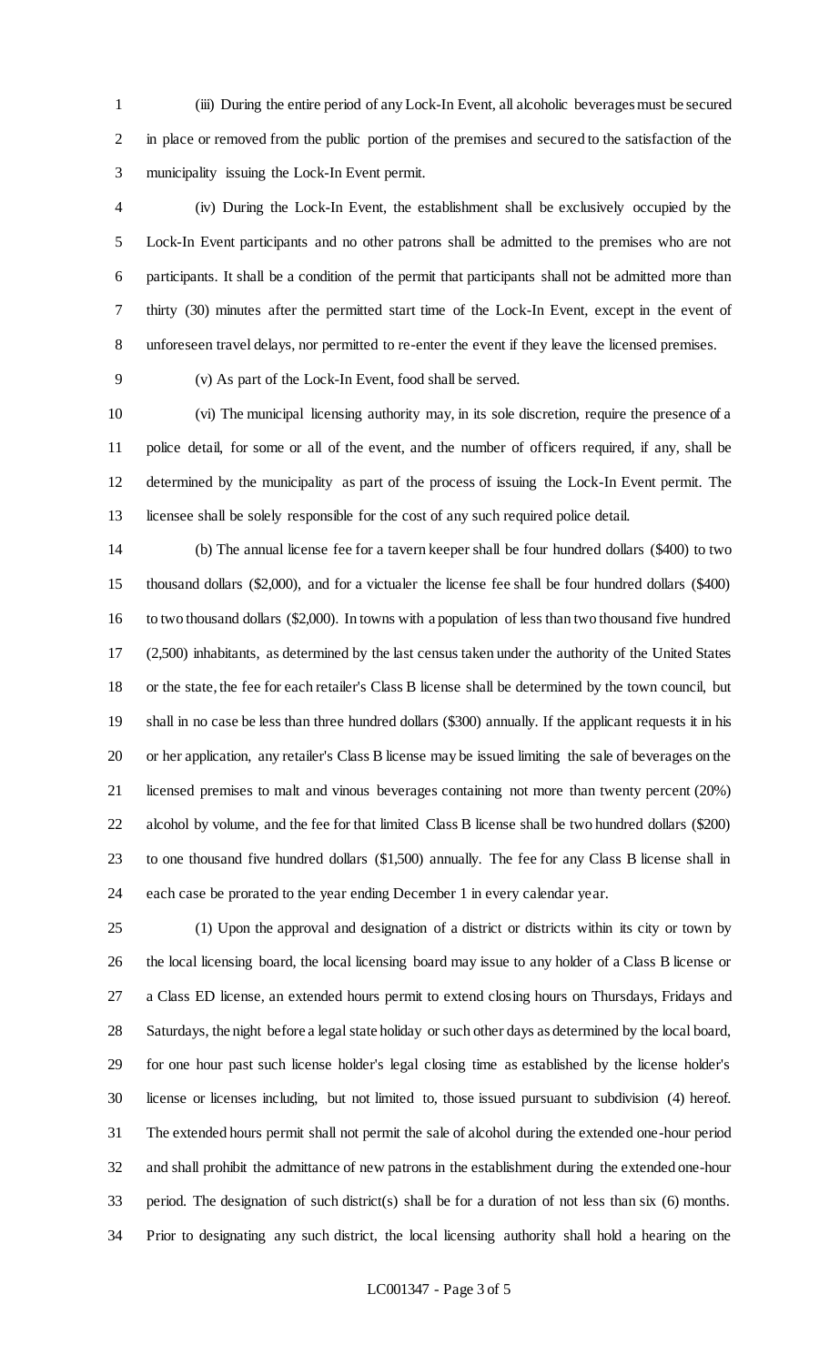(iii) During the entire period of any Lock-In Event, all alcoholic beverages must be secured in place or removed from the public portion of the premises and secured to the satisfaction of the municipality issuing the Lock-In Event permit.

(iv) During the Lock-In Event, the establishment shall be exclusively occupied by the Lock-In Event participants and no other patrons shall be admitted to the premises who are not participants. It shall be a condition of the permit that participants shall not be admitted more than thirty (30) minutes after the permitted start time of the Lock-In Event, except in the event of unforeseen travel delays, nor permitted to re-enter the event if they leave the licensed premises.

(v) As part of the Lock-In Event, food shall be served.

(vi) The municipal licensing authority may, in its sole discretion, require the presence of a police detail, for some or all of the event, and the number of officers required, if any, shall be determined by the municipality as part of the process of issuing the Lock-In Event permit. The licensee shall be solely responsible for the cost of any such required police detail.

(b) The annual license fee for a tavern keeper shall be four hundred dollars ($400) to two thousand dollars ($2,000), and for a victualer the license fee shall be four hundred dollars ($400) to two thousand dollars ($2,000). In towns with a population of less than two thousand five hundred (2,500) inhabitants, as determined by the last census taken under the authority of the United States or the state, the fee for each retailer's Class B license shall be determined by the town council, but shall in no case be less than three hundred dollars ($300) annually. If the applicant requests it in his or her application, any retailer's Class B license may be issued limiting the sale of beverages on the licensed premises to malt and vinous beverages containing not more than twenty percent (20%) alcohol by volume, and the fee for that limited Class B license shall be two hundred dollars ($200) to one thousand five hundred dollars ($1,500) annually. The fee for any Class B license shall in each case be prorated to the year ending December 1 in every calendar year.

(1) Upon the approval and designation of a district or districts within its city or town by the local licensing board, the local licensing board may issue to any holder of a Class B license or a Class ED license, an extended hours permit to extend closing hours on Thursdays, Fridays and Saturdays, the night before a legal state holiday or such other days as determined by the local board, for one hour past such license holder's legal closing time as established by the license holder's license or licenses including, but not limited to, those issued pursuant to subdivision (4) hereof. The extended hours permit shall not permit the sale of alcohol during the extended one-hour period and shall prohibit the admittance of new patrons in the establishment during the extended one-hour period. The designation of such district(s) shall be for a duration of not less than six (6) months. Prior to designating any such district, the local licensing authority shall hold a hearing on the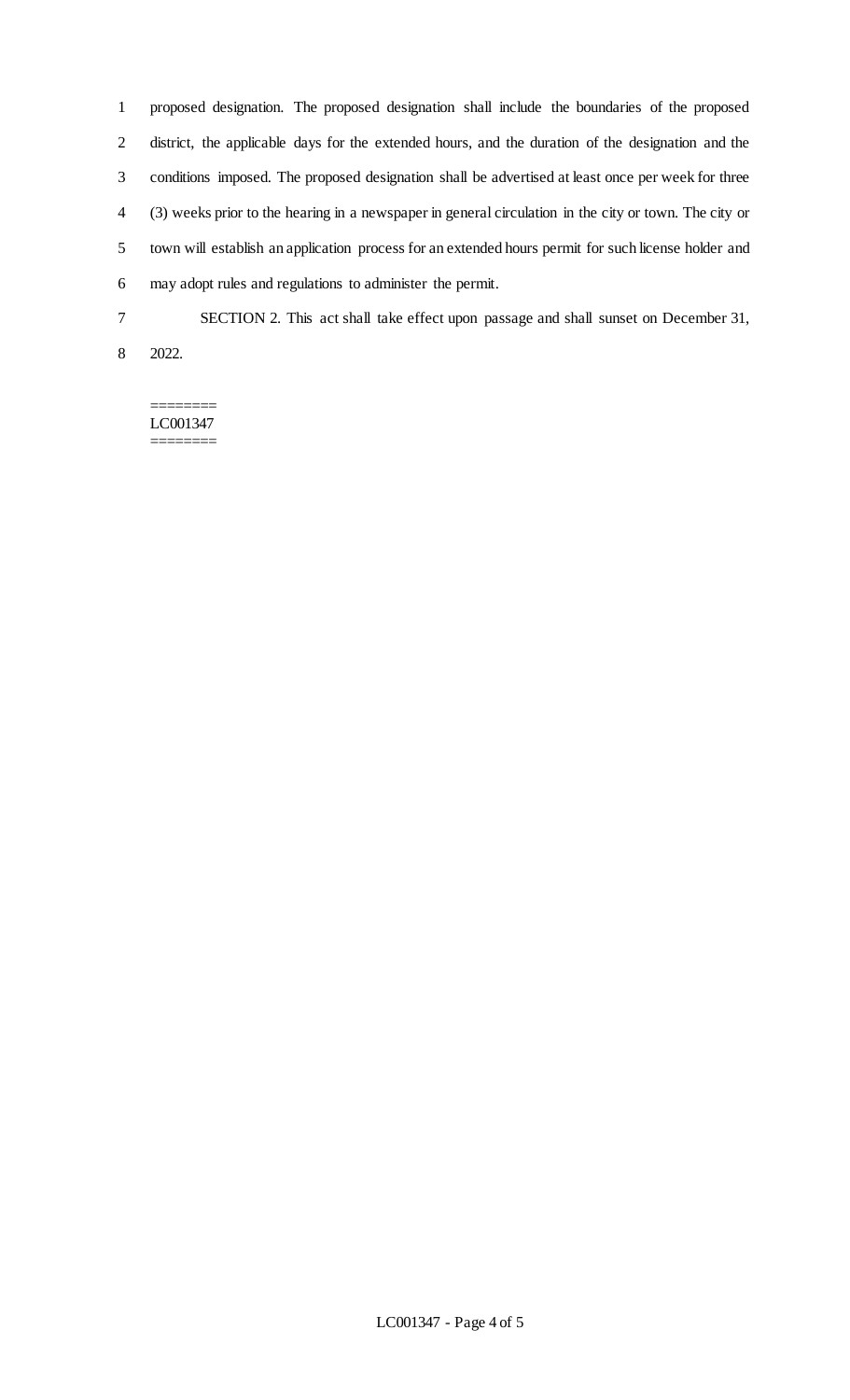proposed designation. The proposed designation shall include the boundaries of the proposed district, the applicable days for the extended hours, and the duration of the designation and the conditions imposed. The proposed designation shall be advertised at least once per week for three (3) weeks prior to the hearing in a newspaper in general circulation in the city or town. The city or town will establish an application process for an extended hours permit for such license holder and may adopt rules and regulations to administer the permit.

SECTION 2. This act shall take effect upon passage and shall sunset on December 31, 2022.

========
LC001347
========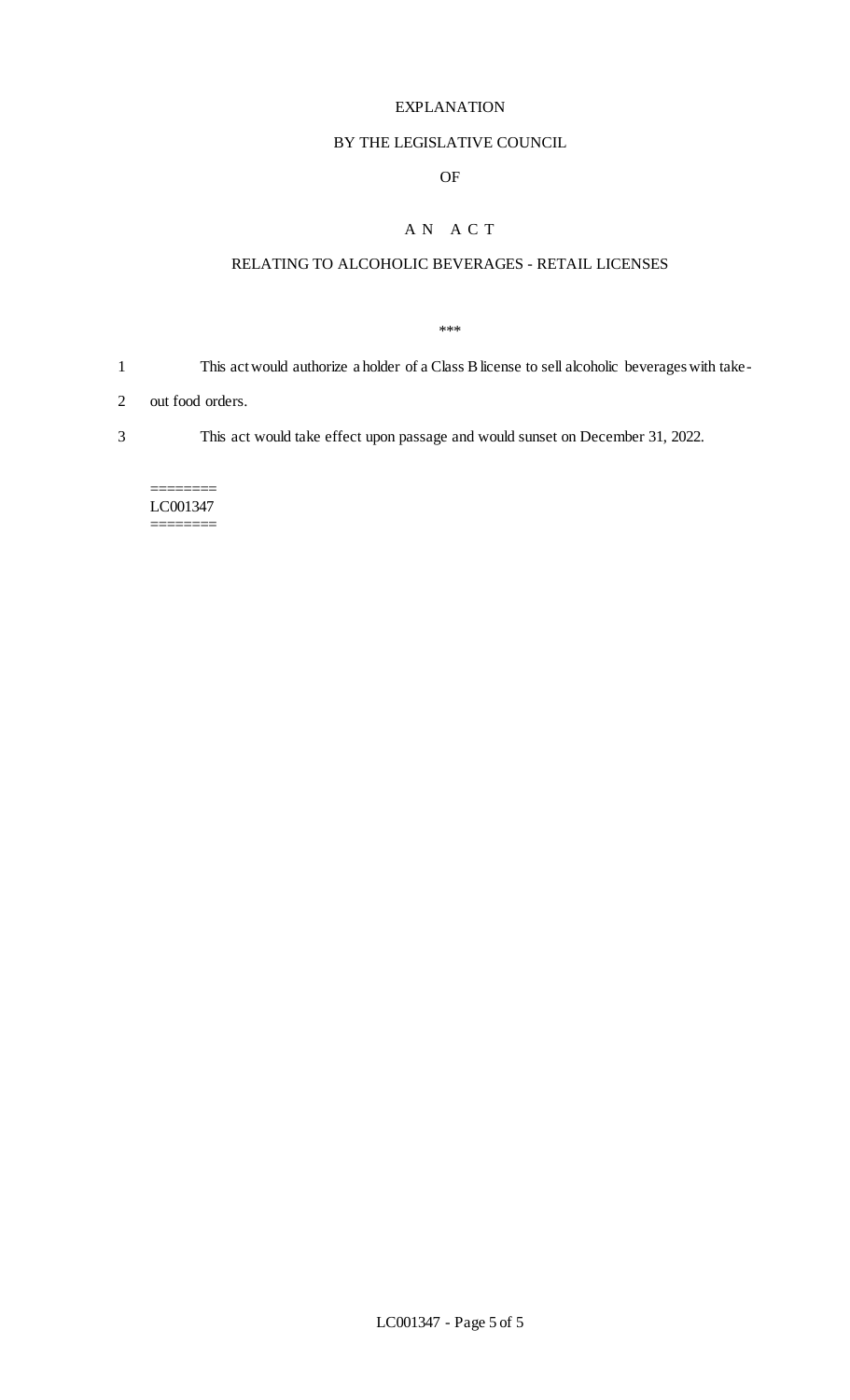EXPLANATION

BY THE LEGISLATIVE COUNCIL

OF

A N A C T

RELATING TO ALCOHOLIC BEVERAGES - RETAIL LICENSES

\*\*\*

This act would authorize a holder of a Class B license to sell alcoholic beverages with take-out food orders.

This act would take effect upon passage and would sunset on December 31, 2022.

========
LC001347
========